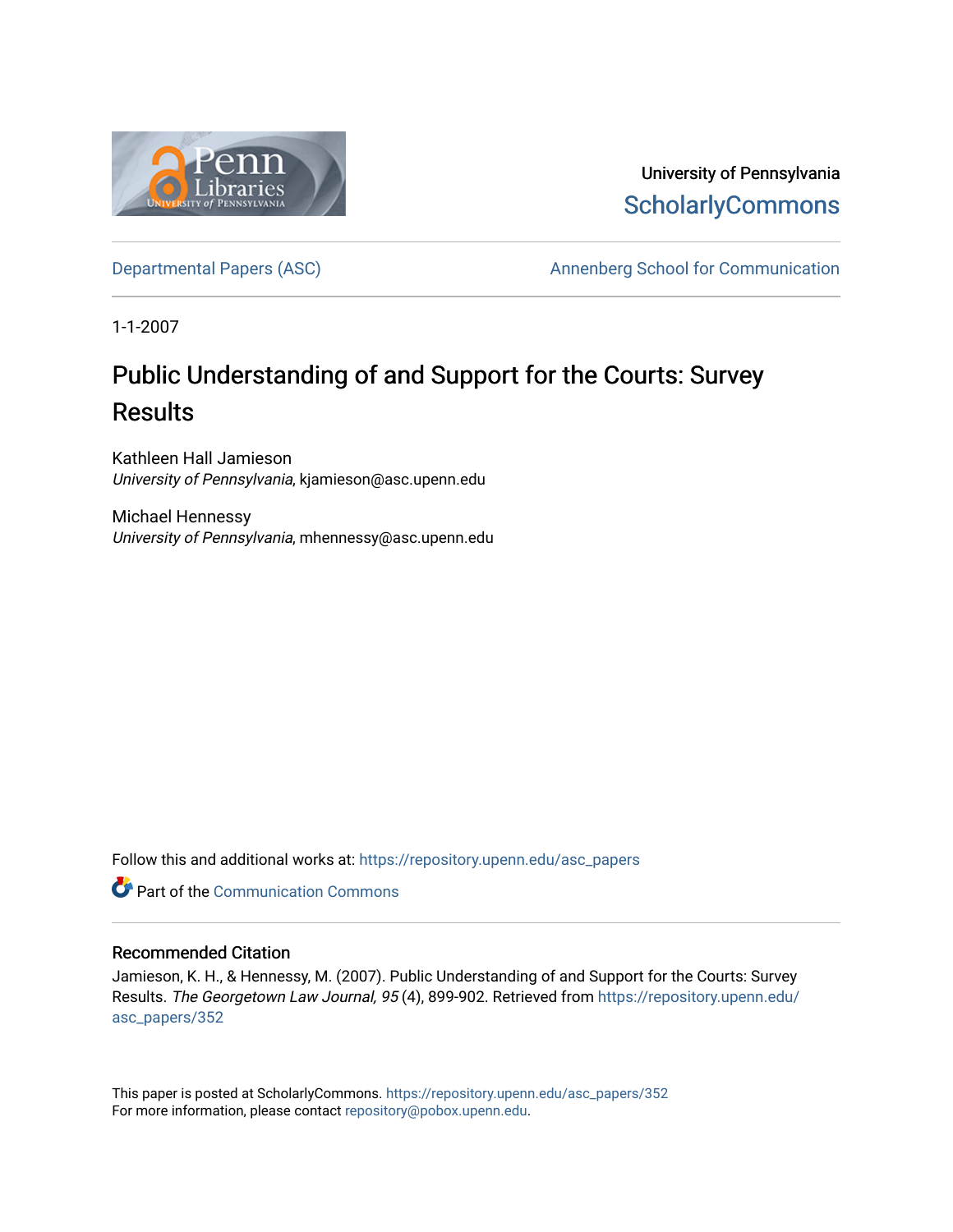University of Pennsylvania
ScholarlyCommons

Departmental Papers (ASC) | Annenberg School for Communication

1-1-2007

# Public Understanding of and Support for the Courts: Survey Results

Kathleen Hall Jamieson
*University of Pennsylvania*, kjamieson@asc.upenn.edu

Michael Hennessy
*University of Pennsylvania*, mhennessy@asc.upenn.edu

Follow this and additional works at: https://repository.upenn.edu/asc_papers

Part of the Communication Commons

## Recommended Citation

Jamieson, K. H., & Hennessy, M. (2007). Public Understanding of and Support for the Courts: Survey Results. *The Georgetown Law Journal, 95* (4), 899-902. Retrieved from https://repository.upenn.edu/asc_papers/352

This paper is posted at ScholarlyCommons. https://repository.upenn.edu/asc_papers/352
For more information, please contact repository@pobox.upenn.edu.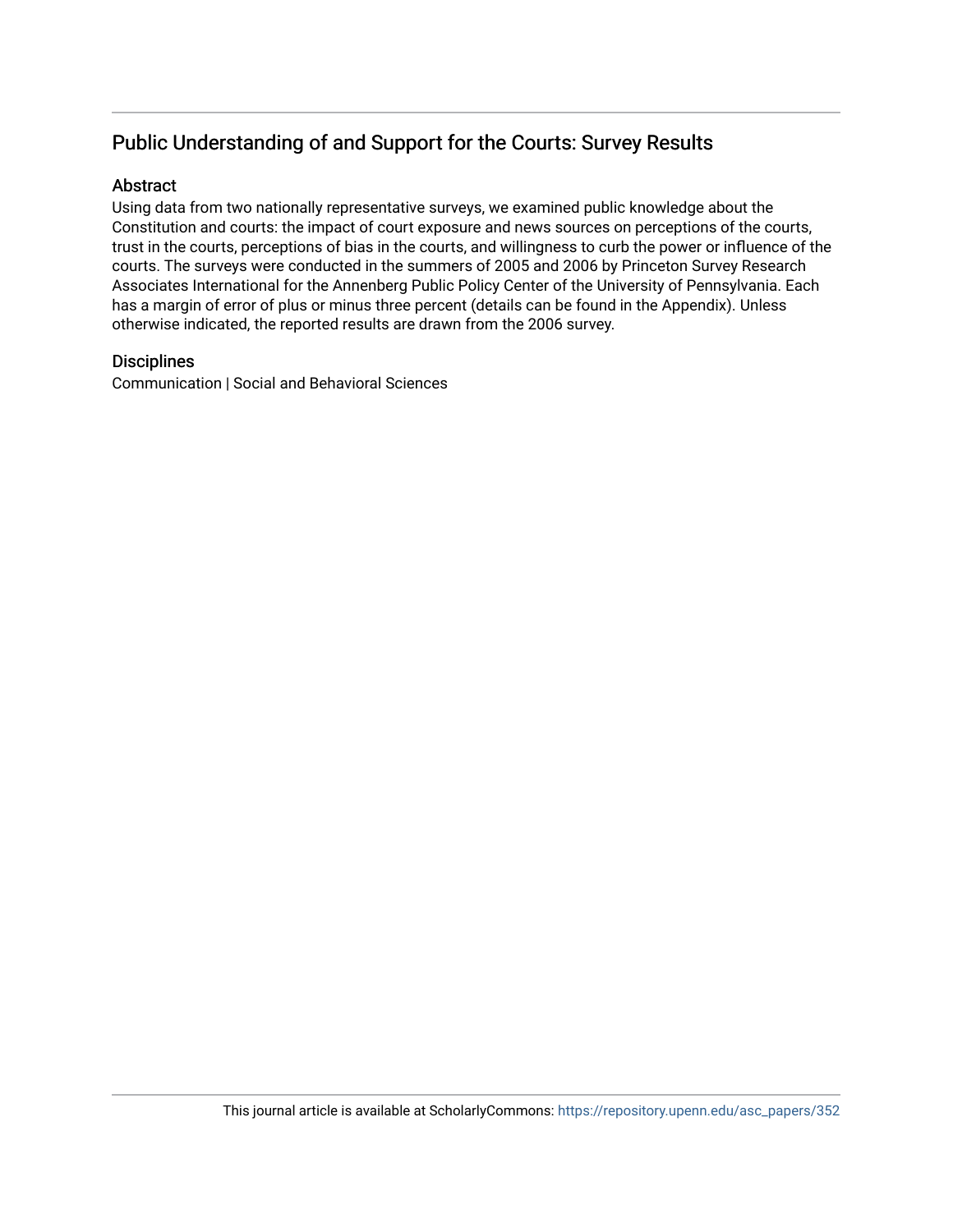## Public Understanding of and Support for the Courts: Survey Results

### Abstract

Using data from two nationally representative surveys, we examined public knowledge about the Constitution and courts: the impact of court exposure and news sources on perceptions of the courts, trust in the courts, perceptions of bias in the courts, and willingness to curb the power or influence of the courts. The surveys were conducted in the summers of 2005 and 2006 by Princeton Survey Research Associates International for the Annenberg Public Policy Center of the University of Pennsylvania. Each has a margin of error of plus or minus three percent (details can be found in the Appendix). Unless otherwise indicated, the reported results are drawn from the 2006 survey.

### Disciplines

Communication | Social and Behavioral Sciences

This journal article is available at ScholarlyCommons: https://repository.upenn.edu/asc_papers/352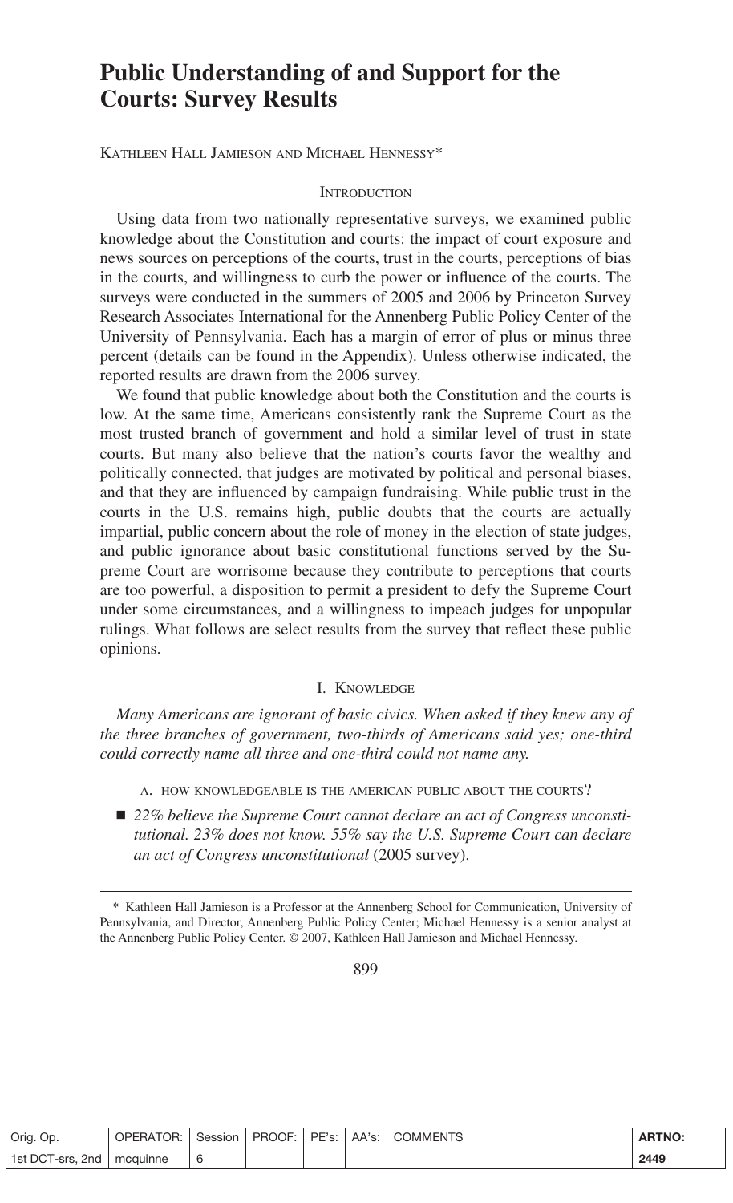# Public Understanding of and Support for the Courts: Survey Results

Kathleen Hall Jamieson and Michael Hennessy*

## Introduction

Using data from two nationally representative surveys, we examined public knowledge about the Constitution and courts: the impact of court exposure and news sources on perceptions of the courts, trust in the courts, perceptions of bias in the courts, and willingness to curb the power or influence of the courts. The surveys were conducted in the summers of 2005 and 2006 by Princeton Survey Research Associates International for the Annenberg Public Policy Center of the University of Pennsylvania. Each has a margin of error of plus or minus three percent (details can be found in the Appendix). Unless otherwise indicated, the reported results are drawn from the 2006 survey.

We found that public knowledge about both the Constitution and the courts is low. At the same time, Americans consistently rank the Supreme Court as the most trusted branch of government and hold a similar level of trust in state courts. But many also believe that the nation's courts favor the wealthy and politically connected, that judges are motivated by political and personal biases, and that they are influenced by campaign fundraising. While public trust in the courts in the U.S. remains high, public doubts that the courts are actually impartial, public concern about the role of money in the election of state judges, and public ignorance about basic constitutional functions served by the Supreme Court are worrisome because they contribute to perceptions that courts are too powerful, a disposition to permit a president to defy the Supreme Court under some circumstances, and a willingness to impeach judges for unpopular rulings. What follows are select results from the survey that reflect these public opinions.

## I. Knowledge

*Many Americans are ignorant of basic civics. When asked if they knew any of the three branches of government, two-thirds of Americans said yes; one-third could correctly name all three and one-third could not name any.*

### A. How knowledgeable is the American public about the courts?

- *22% believe the Supreme Court cannot declare an act of Congress unconstitutional. 23% does not know. 55% say the U.S. Supreme Court can declare an act of Congress unconstitutional* (2005 survey).

---

\* Kathleen Hall Jamieson is a Professor at the Annenberg School for Communication, University of Pennsylvania, and Director, Annenberg Public Policy Center; Michael Hennessy is a senior analyst at the Annenberg Public Policy Center. © 2007, Kathleen Hall Jamieson and Michael Hennessy.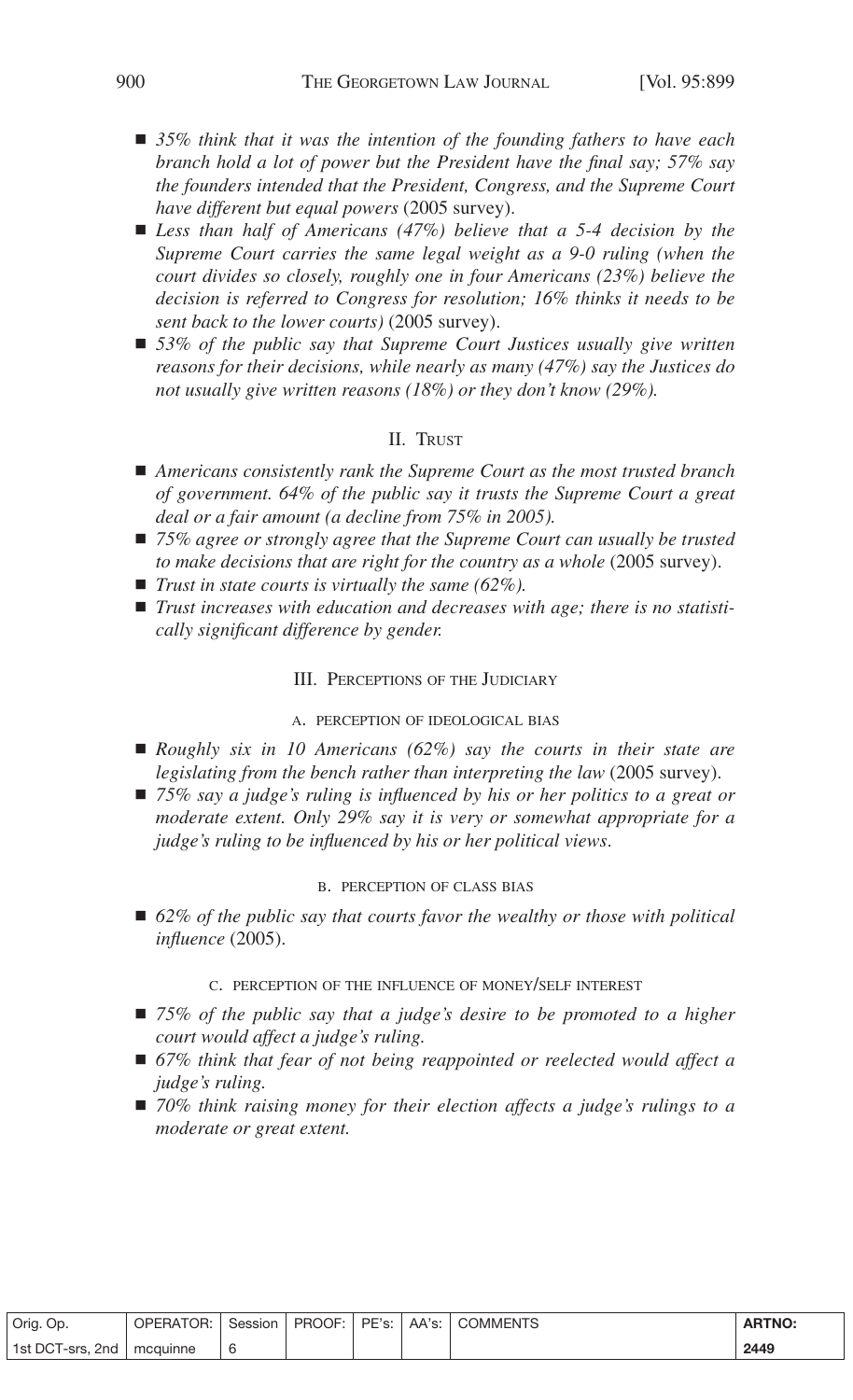- *35% think that it was the intention of the founding fathers to have each branch hold a lot of power but the President have the final say; 57% say the founders intended that the President, Congress, and the Supreme Court have different but equal powers* (2005 survey).
- *Less than half of Americans (47%) believe that a 5-4 decision by the Supreme Court carries the same legal weight as a 9-0 ruling (when the court divides so closely, roughly one in four Americans (23%) believe the decision is referred to Congress for resolution; 16% thinks it needs to be sent back to the lower courts)* (2005 survey).
- *53% of the public say that Supreme Court Justices usually give written reasons for their decisions, while nearly as many (47%) say the Justices do not usually give written reasons (18%) or they don't know (29%).*

## II. Trust

- *Americans consistently rank the Supreme Court as the most trusted branch of government. 64% of the public say it trusts the Supreme Court a great deal or a fair amount (a decline from 75% in 2005).*
- *75% agree or strongly agree that the Supreme Court can usually be trusted to make decisions that are right for the country as a whole* (2005 survey).
- *Trust in state courts is virtually the same (62%).*
- *Trust increases with education and decreases with age; there is no statistically significant difference by gender.*

## III. Perceptions of the Judiciary

### A. Perception of Ideological Bias

- *Roughly six in 10 Americans (62%) say the courts in their state are legislating from the bench rather than interpreting the law* (2005 survey).
- *75% say a judge's ruling is influenced by his or her politics to a great or moderate extent. Only 29% say it is very or somewhat appropriate for a judge's ruling to be influenced by his or her political views.*

### B. Perception of Class Bias

- *62% of the public say that courts favor the wealthy or those with political influence* (2005).

### C. Perception of the Influence of Money/Self Interest

- *75% of the public say that a judge's desire to be promoted to a higher court would affect a judge's ruling.*
- *67% think that fear of not being reappointed or reelected would affect a judge's ruling.*
- *70% think raising money for their election affects a judge's rulings to a moderate or great extent.*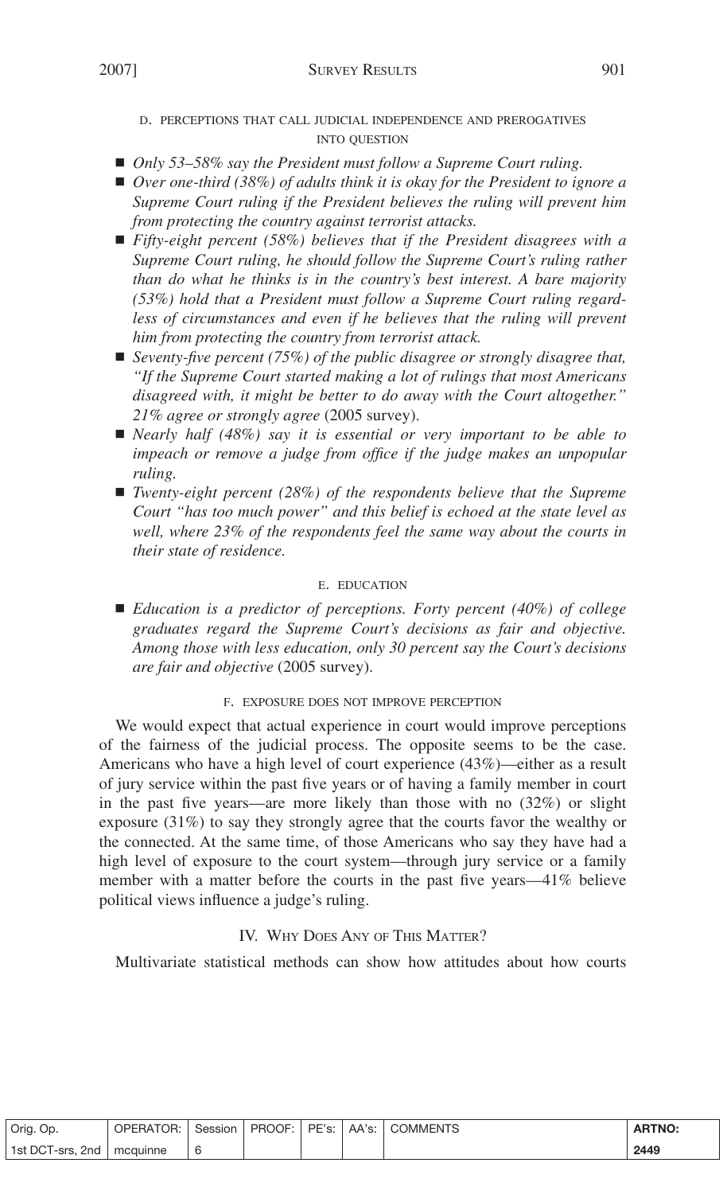### D. Perceptions That Call Judicial Independence and Prerogatives into Question

- *Only 53–58% say the President must follow a Supreme Court ruling.*
- *Over one-third (38%) of adults think it is okay for the President to ignore a Supreme Court ruling if the President believes the ruling will prevent him from protecting the country against terrorist attacks.*
- *Fifty-eight percent (58%) believes that if the President disagrees with a Supreme Court ruling, he should follow the Supreme Court's ruling rather than do what he thinks is in the country's best interest. A bare majority (53%) hold that a President must follow a Supreme Court ruling regardless of circumstances and even if he believes that the ruling will prevent him from protecting the country from terrorist attack.*
- *Seventy-five percent (75%) of the public disagree or strongly disagree that, "If the Supreme Court started making a lot of rulings that most Americans disagreed with, it might be better to do away with the Court altogether." 21% agree or strongly agree* (2005 survey).
- *Nearly half (48%) say it is essential or very important to be able to impeach or remove a judge from office if the judge makes an unpopular ruling.*
- *Twenty-eight percent (28%) of the respondents believe that the Supreme Court "has too much power" and this belief is echoed at the state level as well, where 23% of the respondents feel the same way about the courts in their state of residence.*

### E. Education

- *Education is a predictor of perceptions. Forty percent (40%) of college graduates regard the Supreme Court's decisions as fair and objective. Among those with less education, only 30 percent say the Court's decisions are fair and objective* (2005 survey).

### F. Exposure Does Not Improve Perception

We would expect that actual experience in court would improve perceptions of the fairness of the judicial process. The opposite seems to be the case. Americans who have a high level of court experience (43%)—either as a result of jury service within the past five years or of having a family member in court in the past five years—are more likely than those with no (32%) or slight exposure (31%) to say they strongly agree that the courts favor the wealthy or the connected. At the same time, of those Americans who say they have had a high level of exposure to the court system—through jury service or a family member with a matter before the courts in the past five years—41% believe political views influence a judge's ruling.

## IV. Why Does Any of This Matter?

Multivariate statistical methods can show how attitudes about how courts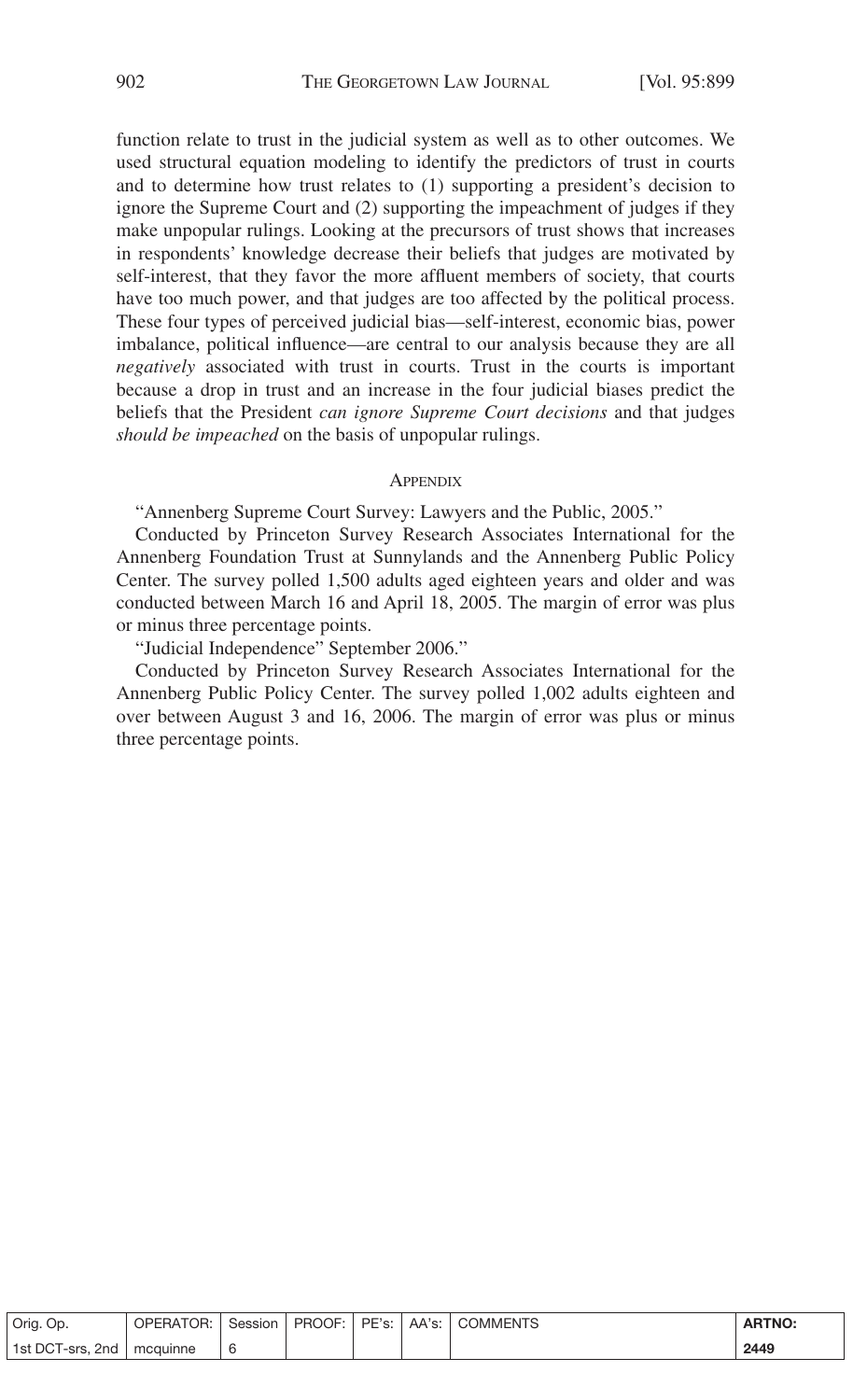function relate to trust in the judicial system as well as to other outcomes. We used structural equation modeling to identify the predictors of trust in courts and to determine how trust relates to (1) supporting a president's decision to ignore the Supreme Court and (2) supporting the impeachment of judges if they make unpopular rulings. Looking at the precursors of trust shows that increases in respondents' knowledge decrease their beliefs that judges are motivated by self-interest, that they favor the more affluent members of society, that courts have too much power, and that judges are too affected by the political process. These four types of perceived judicial bias—self-interest, economic bias, power imbalance, political influence—are central to our analysis because they are all *negatively* associated with trust in courts. Trust in the courts is important because a drop in trust and an increase in the four judicial biases predict the beliefs that the President *can ignore Supreme Court decisions* and that judges *should be impeached* on the basis of unpopular rulings.

## Appendix

"Annenberg Supreme Court Survey: Lawyers and the Public, 2005."

Conducted by Princeton Survey Research Associates International for the Annenberg Foundation Trust at Sunnylands and the Annenberg Public Policy Center. The survey polled 1,500 adults aged eighteen years and older and was conducted between March 16 and April 18, 2005. The margin of error was plus or minus three percentage points.

"Judicial Independence" September 2006."

Conducted by Princeton Survey Research Associates International for the Annenberg Public Policy Center. The survey polled 1,002 adults eighteen and over between August 3 and 16, 2006. The margin of error was plus or minus three percentage points.